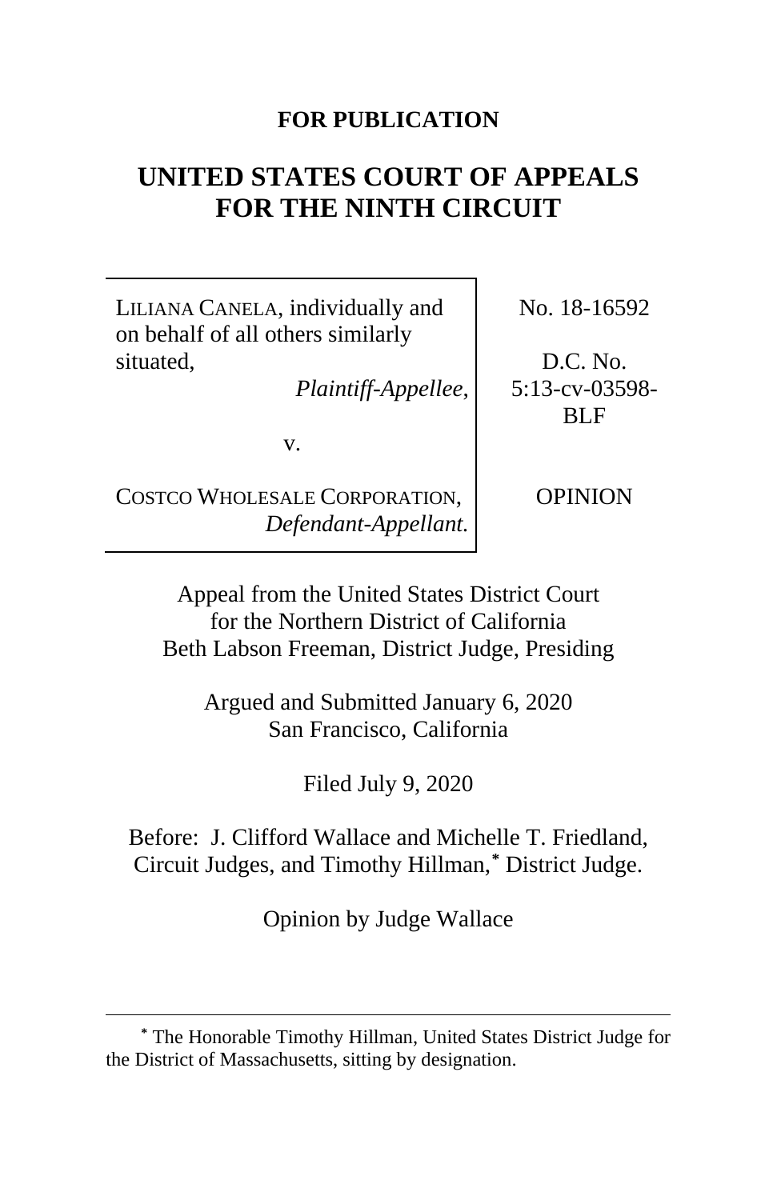**FOR PUBLICATION**

# UNITED STATES COURT OF APPEALS FOR THE NINTH CIRCUIT

| | |
|---|---|
| LILIANA CANELA, individually and on behalf of all others similarly situated, *Plaintiff-Appellee*, v. COSTCO WHOLESALE CORPORATION, *Defendant-Appellant.* | No. 18-16592 D.C. No. 5:13-cv-03598-BLF OPINION |

Appeal from the United States District Court for the Northern District of California
Beth Labson Freeman, District Judge, Presiding

Argued and Submitted January 6, 2020
San Francisco, California

Filed July 9, 2020

Before: J. Clifford Wallace and Michelle T. Friedland, Circuit Judges, and Timothy Hillman,[*] District Judge.

Opinion by Judge Wallace

---

[*] The Honorable Timothy Hillman, United States District Judge for the District of Massachusetts, sitting by designation.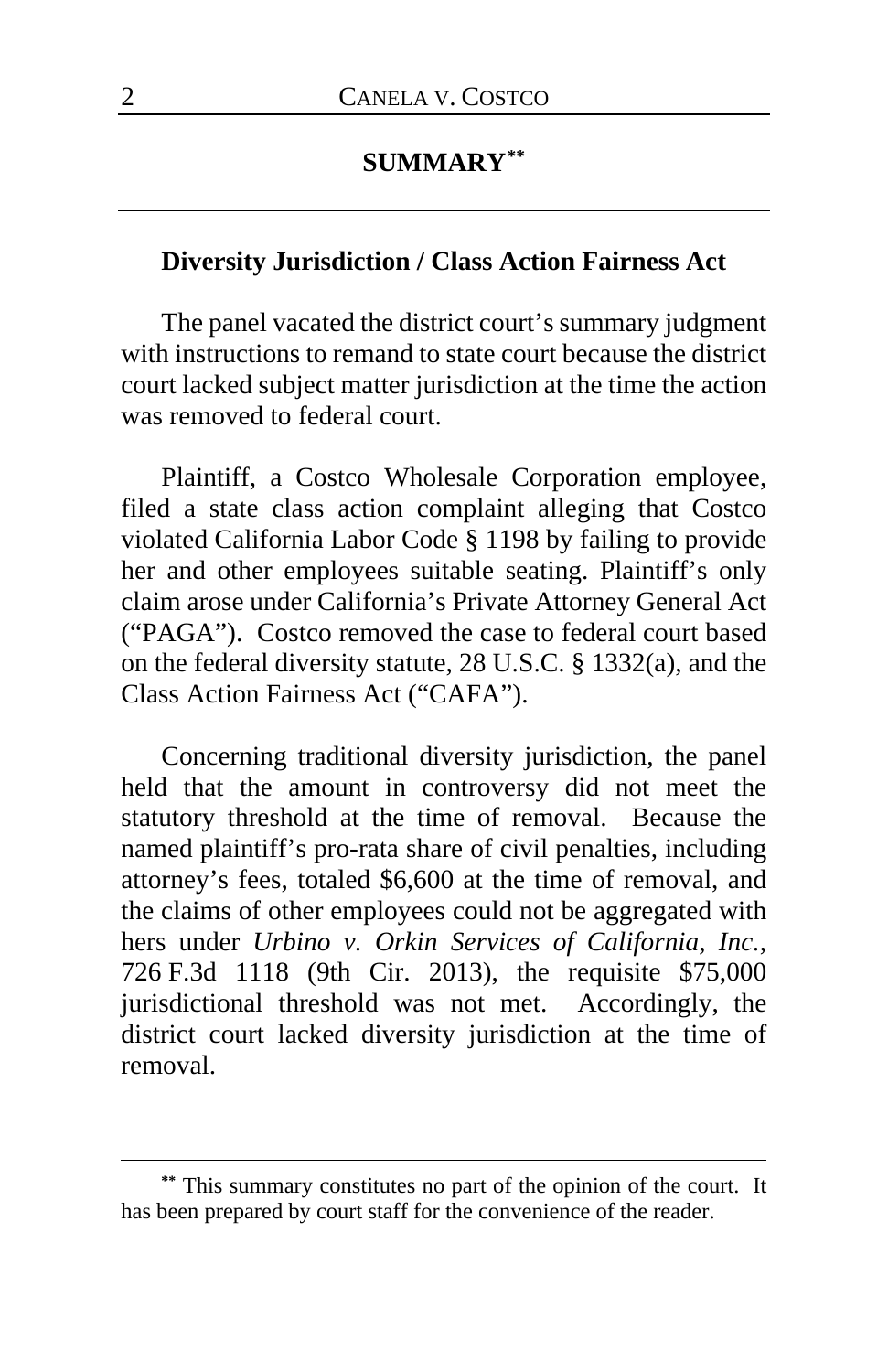## SUMMARY[**]

### Diversity Jurisdiction / Class Action Fairness Act

The panel vacated the district court's summary judgment with instructions to remand to state court because the district court lacked subject matter jurisdiction at the time the action was removed to federal court.

Plaintiff, a Costco Wholesale Corporation employee, filed a state class action complaint alleging that Costco violated California Labor Code § 1198 by failing to provide her and other employees suitable seating. Plaintiff's only claim arose under California's Private Attorney General Act ("PAGA"). Costco removed the case to federal court based on the federal diversity statute, 28 U.S.C. § 1332(a), and the Class Action Fairness Act ("CAFA").

Concerning traditional diversity jurisdiction, the panel held that the amount in controversy did not meet the statutory threshold at the time of removal. Because the named plaintiff's pro-rata share of civil penalties, including attorney's fees, totaled $6,600 at the time of removal, and the claims of other employees could not be aggregated with hers under *Urbino v. Orkin Services of California, Inc.*, 726 F.3d 1118 (9th Cir. 2013), the requisite $75,000 jurisdictional threshold was not met. Accordingly, the district court lacked diversity jurisdiction at the time of removal.

---

[**] This summary constitutes no part of the opinion of the court. It has been prepared by court staff for the convenience of the reader.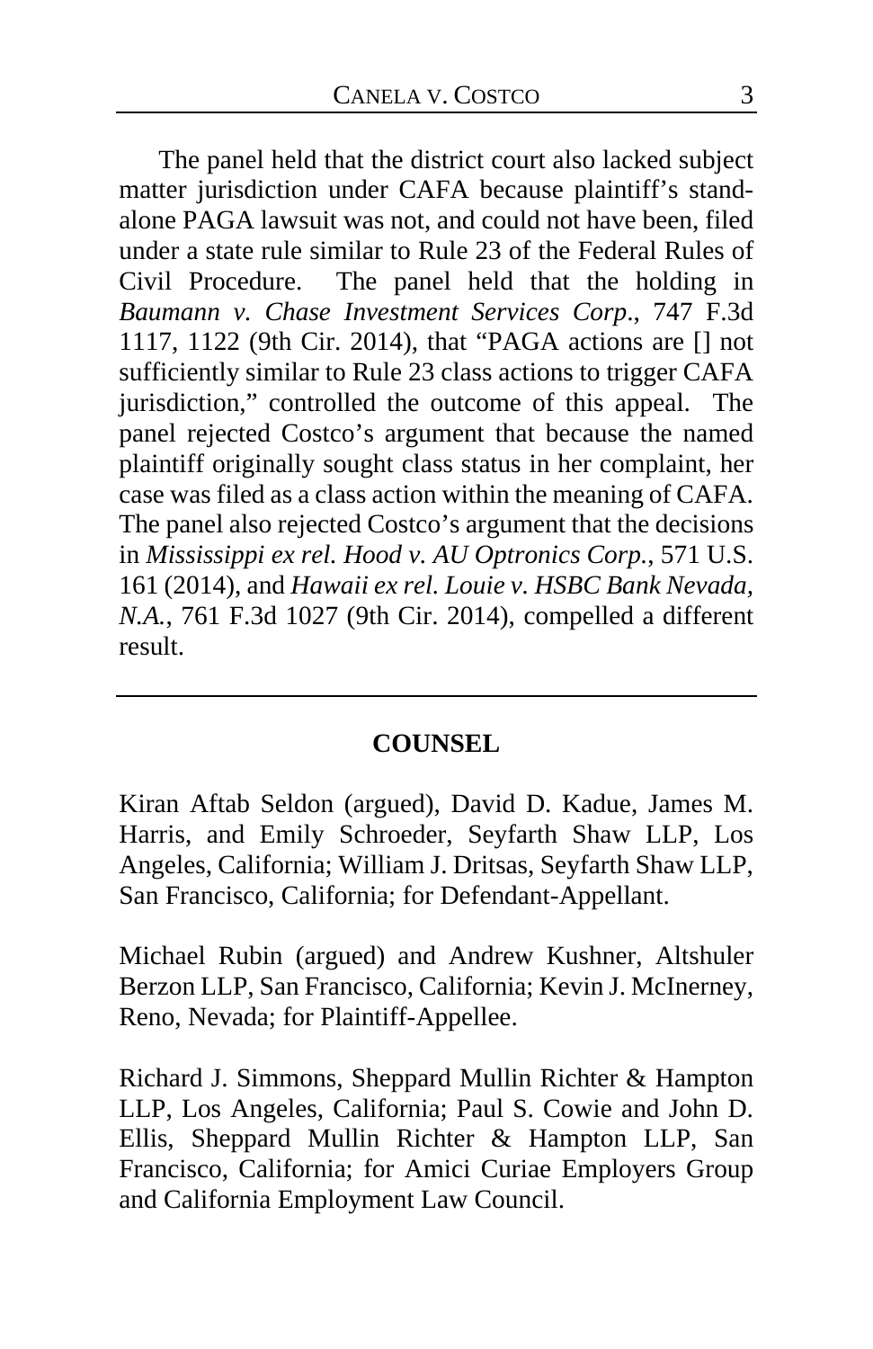The panel held that the district court also lacked subject matter jurisdiction under CAFA because plaintiff's stand-alone PAGA lawsuit was not, and could not have been, filed under a state rule similar to Rule 23 of the Federal Rules of Civil Procedure. The panel held that the holding in *Baumann v. Chase Investment Services Corp*., 747 F.3d 1117, 1122 (9th Cir. 2014), that "PAGA actions are [] not sufficiently similar to Rule 23 class actions to trigger CAFA jurisdiction," controlled the outcome of this appeal. The panel rejected Costco's argument that because the named plaintiff originally sought class status in her complaint, her case was filed as a class action within the meaning of CAFA. The panel also rejected Costco's argument that the decisions in *Mississippi ex rel. Hood v. AU Optronics Corp.*, 571 U.S. 161 (2014), and *Hawaii ex rel. Louie v. HSBC Bank Nevada, N.A.*, 761 F.3d 1027 (9th Cir. 2014), compelled a different result.

---

## COUNSEL

Kiran Aftab Seldon (argued), David D. Kadue, James M. Harris, and Emily Schroeder, Seyfarth Shaw LLP, Los Angeles, California; William J. Dritsas, Seyfarth Shaw LLP, San Francisco, California; for Defendant-Appellant.

Michael Rubin (argued) and Andrew Kushner, Altshuler Berzon LLP, San Francisco, California; Kevin J. McInerney, Reno, Nevada; for Plaintiff-Appellee.

Richard J. Simmons, Sheppard Mullin Richter & Hampton LLP, Los Angeles, California; Paul S. Cowie and John D. Ellis, Sheppard Mullin Richter & Hampton LLP, San Francisco, California; for Amici Curiae Employers Group and California Employment Law Council.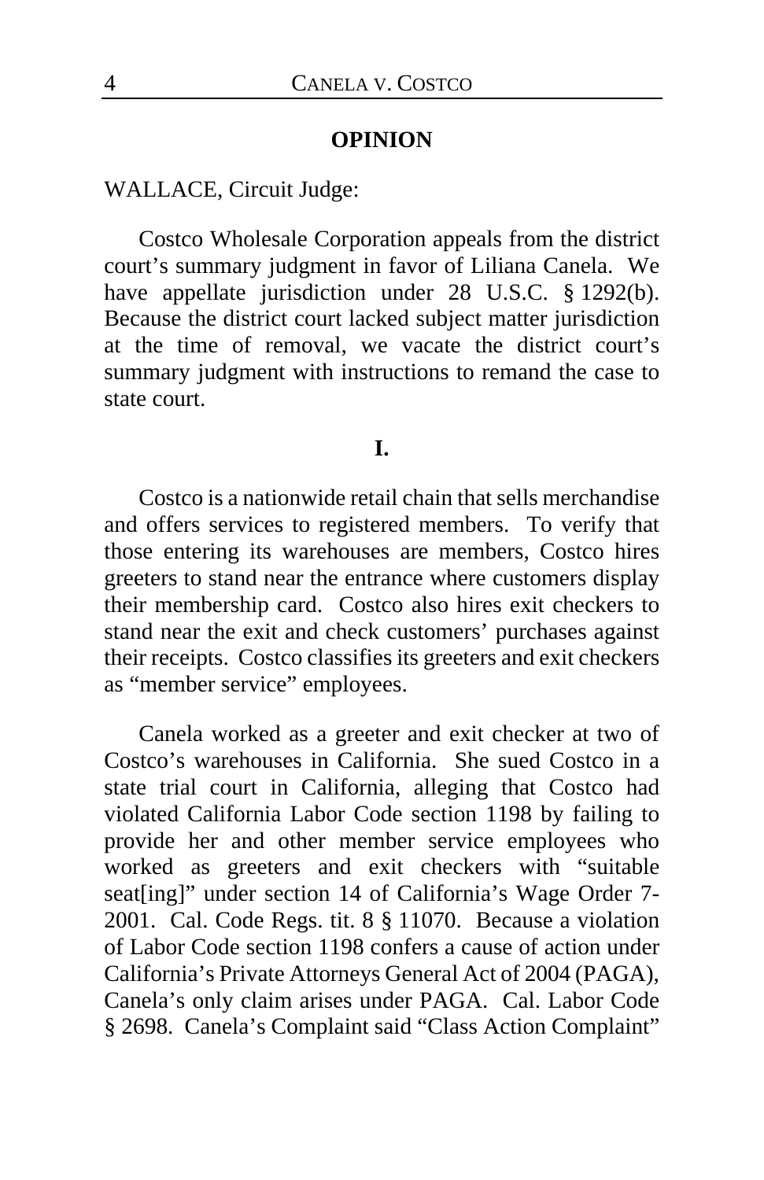## OPINION

WALLACE, Circuit Judge:

Costco Wholesale Corporation appeals from the district court's summary judgment in favor of Liliana Canela. We have appellate jurisdiction under 28 U.S.C. § 1292(b). Because the district court lacked subject matter jurisdiction at the time of removal, we vacate the district court's summary judgment with instructions to remand the case to state court.

### I.

Costco is a nationwide retail chain that sells merchandise and offers services to registered members. To verify that those entering its warehouses are members, Costco hires greeters to stand near the entrance where customers display their membership card. Costco also hires exit checkers to stand near the exit and check customers' purchases against their receipts. Costco classifies its greeters and exit checkers as "member service" employees.

Canela worked as a greeter and exit checker at two of Costco's warehouses in California. She sued Costco in a state trial court in California, alleging that Costco had violated California Labor Code section 1198 by failing to provide her and other member service employees who worked as greeters and exit checkers with "suitable seat[ing]" under section 14 of California's Wage Order 7-2001. Cal. Code Regs. tit. 8 § 11070. Because a violation of Labor Code section 1198 confers a cause of action under California's Private Attorneys General Act of 2004 (PAGA), Canela's only claim arises under PAGA. Cal. Labor Code § 2698. Canela's Complaint said "Class Action Complaint"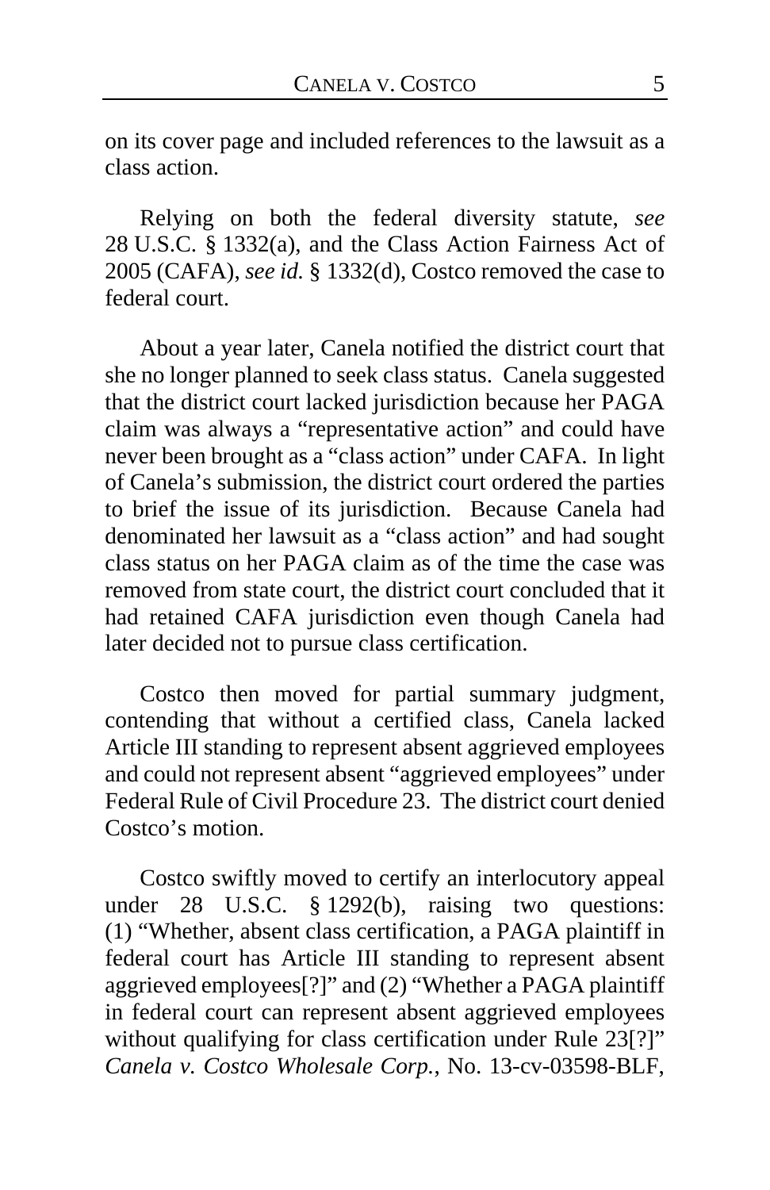on its cover page and included references to the lawsuit as a class action.

Relying on both the federal diversity statute, *see* 28 U.S.C. § 1332(a), and the Class Action Fairness Act of 2005 (CAFA), *see id.* § 1332(d), Costco removed the case to federal court.

About a year later, Canela notified the district court that she no longer planned to seek class status. Canela suggested that the district court lacked jurisdiction because her PAGA claim was always a "representative action" and could have never been brought as a "class action" under CAFA. In light of Canela's submission, the district court ordered the parties to brief the issue of its jurisdiction. Because Canela had denominated her lawsuit as a "class action" and had sought class status on her PAGA claim as of the time the case was removed from state court, the district court concluded that it had retained CAFA jurisdiction even though Canela had later decided not to pursue class certification.

Costco then moved for partial summary judgment, contending that without a certified class, Canela lacked Article III standing to represent absent aggrieved employees and could not represent absent "aggrieved employees" under Federal Rule of Civil Procedure 23. The district court denied Costco's motion.

Costco swiftly moved to certify an interlocutory appeal under 28 U.S.C. § 1292(b), raising two questions: (1) "Whether, absent class certification, a PAGA plaintiff in federal court has Article III standing to represent absent aggrieved employees[?]" and (2) "Whether a PAGA plaintiff in federal court can represent absent aggrieved employees without qualifying for class certification under Rule 23[?]" *Canela v. Costco Wholesale Corp.*, No. 13-cv-03598-BLF,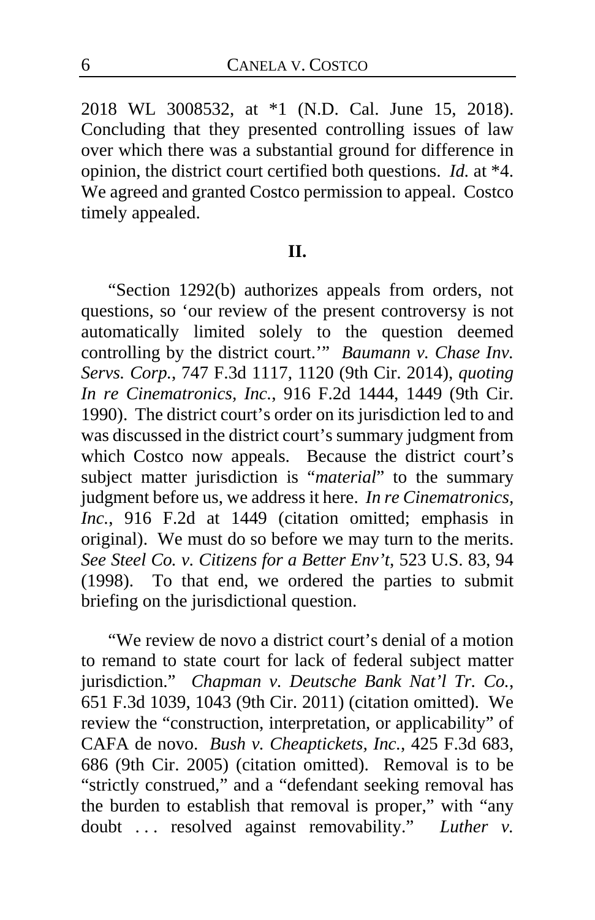2018 WL 3008532, at \*1 (N.D. Cal. June 15, 2018). Concluding that they presented controlling issues of law over which there was a substantial ground for difference in opinion, the district court certified both questions. *Id.* at \*4. We agreed and granted Costco permission to appeal. Costco timely appealed.

## II.

"Section 1292(b) authorizes appeals from orders, not questions, so 'our review of the present controversy is not automatically limited solely to the question deemed controlling by the district court.'" *Baumann v. Chase Inv. Servs. Corp.*, 747 F.3d 1117, 1120 (9th Cir. 2014), *quoting In re Cinematronics, Inc.*, 916 F.2d 1444, 1449 (9th Cir. 1990). The district court's order on its jurisdiction led to and was discussed in the district court's summary judgment from which Costco now appeals. Because the district court's subject matter jurisdiction is "*material*" to the summary judgment before us, we address it here. *In re Cinematronics, Inc.*, 916 F.2d at 1449 (citation omitted; emphasis in original). We must do so before we may turn to the merits. *See Steel Co. v. Citizens for a Better Env't*, 523 U.S. 83, 94 (1998). To that end, we ordered the parties to submit briefing on the jurisdictional question.

"We review de novo a district court's denial of a motion to remand to state court for lack of federal subject matter jurisdiction." *Chapman v. Deutsche Bank Nat'l Tr. Co.*, 651 F.3d 1039, 1043 (9th Cir. 2011) (citation omitted). We review the "construction, interpretation, or applicability" of CAFA de novo. *Bush v. Cheaptickets, Inc.*, 425 F.3d 683, 686 (9th Cir. 2005) (citation omitted). Removal is to be "strictly construed," and a "defendant seeking removal has the burden to establish that removal is proper," with "any doubt . . . resolved against removability." *Luther v.*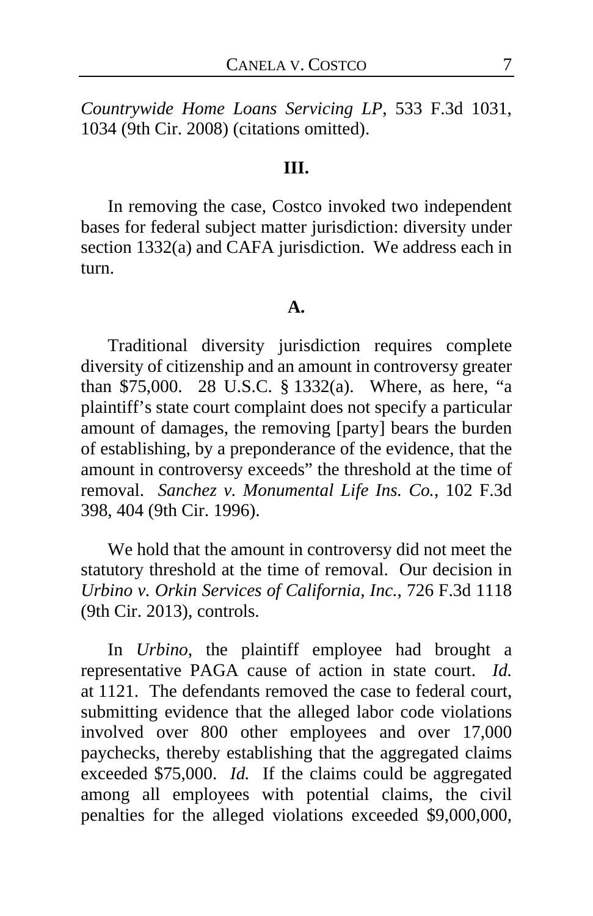*Countrywide Home Loans Servicing LP*, 533 F.3d 1031, 1034 (9th Cir. 2008) (citations omitted).

## III.

In removing the case, Costco invoked two independent bases for federal subject matter jurisdiction: diversity under section 1332(a) and CAFA jurisdiction. We address each in turn.

### A.

Traditional diversity jurisdiction requires complete diversity of citizenship and an amount in controversy greater than $75,000. 28 U.S.C. § 1332(a). Where, as here, "a plaintiff's state court complaint does not specify a particular amount of damages, the removing [party] bears the burden of establishing, by a preponderance of the evidence, that the amount in controversy exceeds" the threshold at the time of removal. *Sanchez v. Monumental Life Ins. Co.*, 102 F.3d 398, 404 (9th Cir. 1996).

We hold that the amount in controversy did not meet the statutory threshold at the time of removal. Our decision in *Urbino v. Orkin Services of California, Inc.*, 726 F.3d 1118 (9th Cir. 2013), controls.

In *Urbino*, the plaintiff employee had brought a representative PAGA cause of action in state court. *Id.* at 1121. The defendants removed the case to federal court, submitting evidence that the alleged labor code violations involved over 800 other employees and over 17,000 paychecks, thereby establishing that the aggregated claims exceeded $75,000. *Id.* If the claims could be aggregated among all employees with potential claims, the civil penalties for the alleged violations exceeded $9,000,000,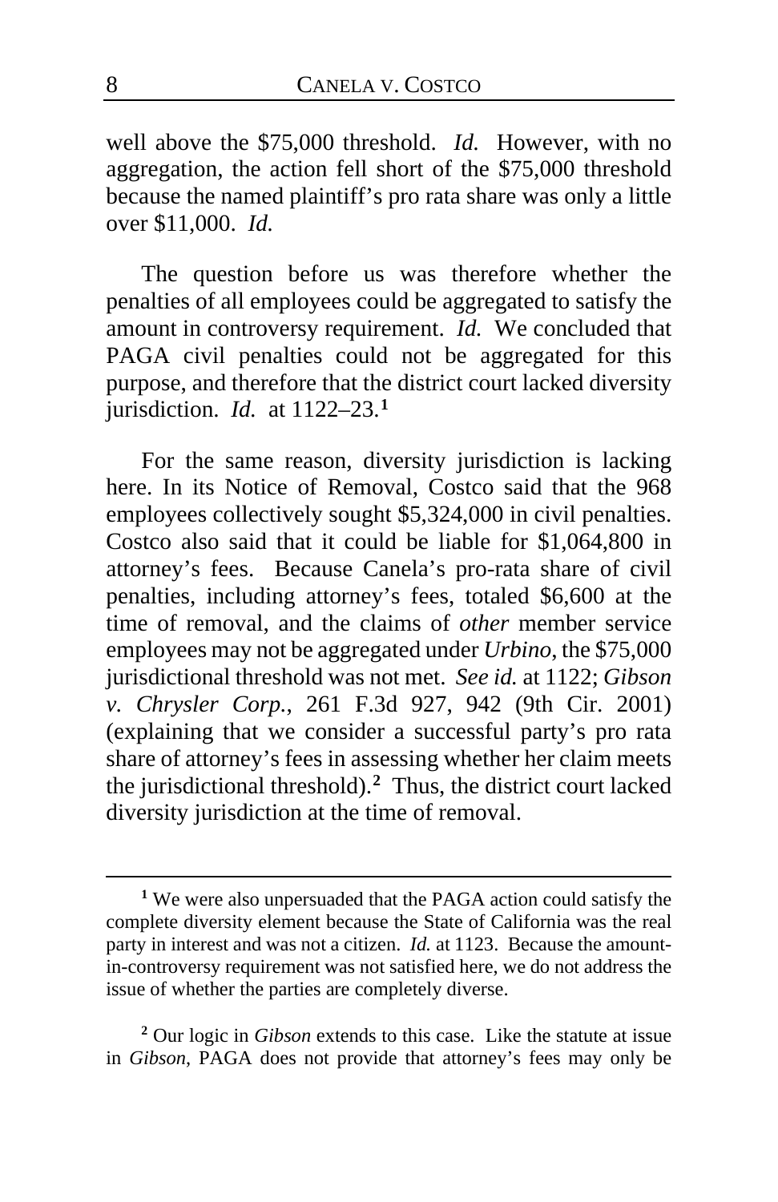well above the $75,000 threshold. *Id.* However, with no aggregation, the action fell short of the $75,000 threshold because the named plaintiff's pro rata share was only a little over $11,000. *Id.*

The question before us was therefore whether the penalties of all employees could be aggregated to satisfy the amount in controversy requirement. *Id.* We concluded that PAGA civil penalties could not be aggregated for this purpose, and therefore that the district court lacked diversity jurisdiction. *Id.* at 1122–23.[1]

For the same reason, diversity jurisdiction is lacking here. In its Notice of Removal, Costco said that the 968 employees collectively sought $5,324,000 in civil penalties. Costco also said that it could be liable for $1,064,800 in attorney's fees. Because Canela's pro-rata share of civil penalties, including attorney's fees, totaled $6,600 at the time of removal, and the claims of *other* member service employees may not be aggregated under *Urbino*, the $75,000 jurisdictional threshold was not met. *See id.* at 1122; *Gibson v. Chrysler Corp.*, 261 F.3d 927, 942 (9th Cir. 2001) (explaining that we consider a successful party's pro rata share of attorney's fees in assessing whether her claim meets the jurisdictional threshold).[2] Thus, the district court lacked diversity jurisdiction at the time of removal.

---

[1] We were also unpersuaded that the PAGA action could satisfy the complete diversity element because the State of California was the real party in interest and was not a citizen. *Id.* at 1123. Because the amount-in-controversy requirement was not satisfied here, we do not address the issue of whether the parties are completely diverse.

[2] Our logic in *Gibson* extends to this case. Like the statute at issue in *Gibson*, PAGA does not provide that attorney's fees may only be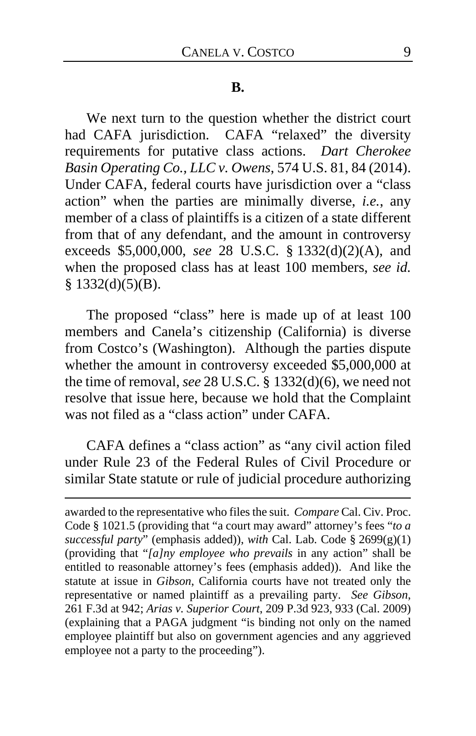### B.

We next turn to the question whether the district court had CAFA jurisdiction. CAFA "relaxed" the diversity requirements for putative class actions. *Dart Cherokee Basin Operating Co., LLC v. Owens*, 574 U.S. 81, 84 (2014). Under CAFA, federal courts have jurisdiction over a "class action" when the parties are minimally diverse, *i.e.*, any member of a class of plaintiffs is a citizen of a state different from that of any defendant, and the amount in controversy exceeds $5,000,000, *see* 28 U.S.C. § 1332(d)(2)(A), and when the proposed class has at least 100 members, *see id.* § 1332(d)(5)(B).

The proposed "class" here is made up of at least 100 members and Canela's citizenship (California) is diverse from Costco's (Washington). Although the parties dispute whether the amount in controversy exceeded $5,000,000 at the time of removal, *see* 28 U.S.C. § 1332(d)(6), we need not resolve that issue here, because we hold that the Complaint was not filed as a "class action" under CAFA.

CAFA defines a "class action" as "any civil action filed under Rule 23 of the Federal Rules of Civil Procedure or similar State statute or rule of judicial procedure authorizing

---

awarded to the representative who files the suit. *Compare* Cal. Civ. Proc. Code § 1021.5 (providing that "a court may award" attorney's fees "*to a successful party*" (emphasis added)), *with* Cal. Lab. Code § 2699(g)(1) (providing that "*[a]ny employee who prevails* in any action" shall be entitled to reasonable attorney's fees (emphasis added)). And like the statute at issue in *Gibson*, California courts have not treated only the representative or named plaintiff as a prevailing party. *See Gibson*, 261 F.3d at 942; *Arias v. Superior Court*, 209 P.3d 923, 933 (Cal. 2009) (explaining that a PAGA judgment "is binding not only on the named employee plaintiff but also on government agencies and any aggrieved employee not a party to the proceeding").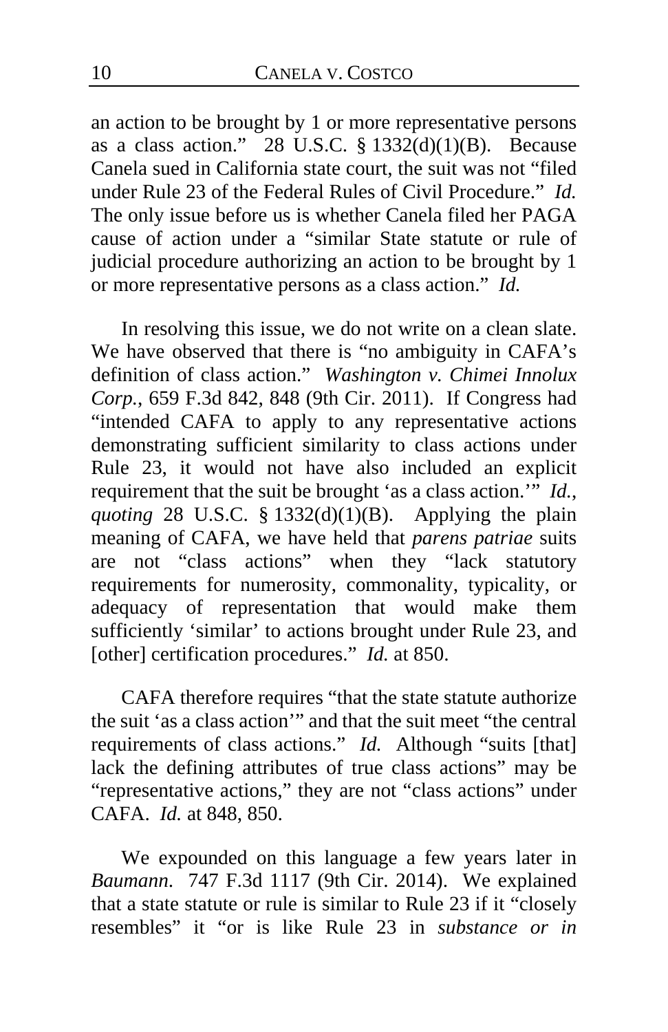an action to be brought by 1 or more representative persons as a class action." 28 U.S.C. § 1332(d)(1)(B). Because Canela sued in California state court, the suit was not "filed under Rule 23 of the Federal Rules of Civil Procedure." *Id.* The only issue before us is whether Canela filed her PAGA cause of action under a "similar State statute or rule of judicial procedure authorizing an action to be brought by 1 or more representative persons as a class action." *Id.*

In resolving this issue, we do not write on a clean slate. We have observed that there is "no ambiguity in CAFA's definition of class action." *Washington v. Chimei Innolux Corp.*, 659 F.3d 842, 848 (9th Cir. 2011). If Congress had "intended CAFA to apply to any representative actions demonstrating sufficient similarity to class actions under Rule 23, it would not have also included an explicit requirement that the suit be brought 'as a class action.'" *Id.*, *quoting* 28 U.S.C. § 1332(d)(1)(B). Applying the plain meaning of CAFA, we have held that *parens patriae* suits are not "class actions" when they "lack statutory requirements for numerosity, commonality, typicality, or adequacy of representation that would make them sufficiently 'similar' to actions brought under Rule 23, and [other] certification procedures." *Id.* at 850.

CAFA therefore requires "that the state statute authorize the suit 'as a class action'" and that the suit meet "the central requirements of class actions." *Id.* Although "suits [that] lack the defining attributes of true class actions" may be "representative actions," they are not "class actions" under CAFA. *Id.* at 848, 850.

We expounded on this language a few years later in *Baumann*. 747 F.3d 1117 (9th Cir. 2014). We explained that a state statute or rule is similar to Rule 23 if it "closely resembles" it "or is like Rule 23 in *substance or in*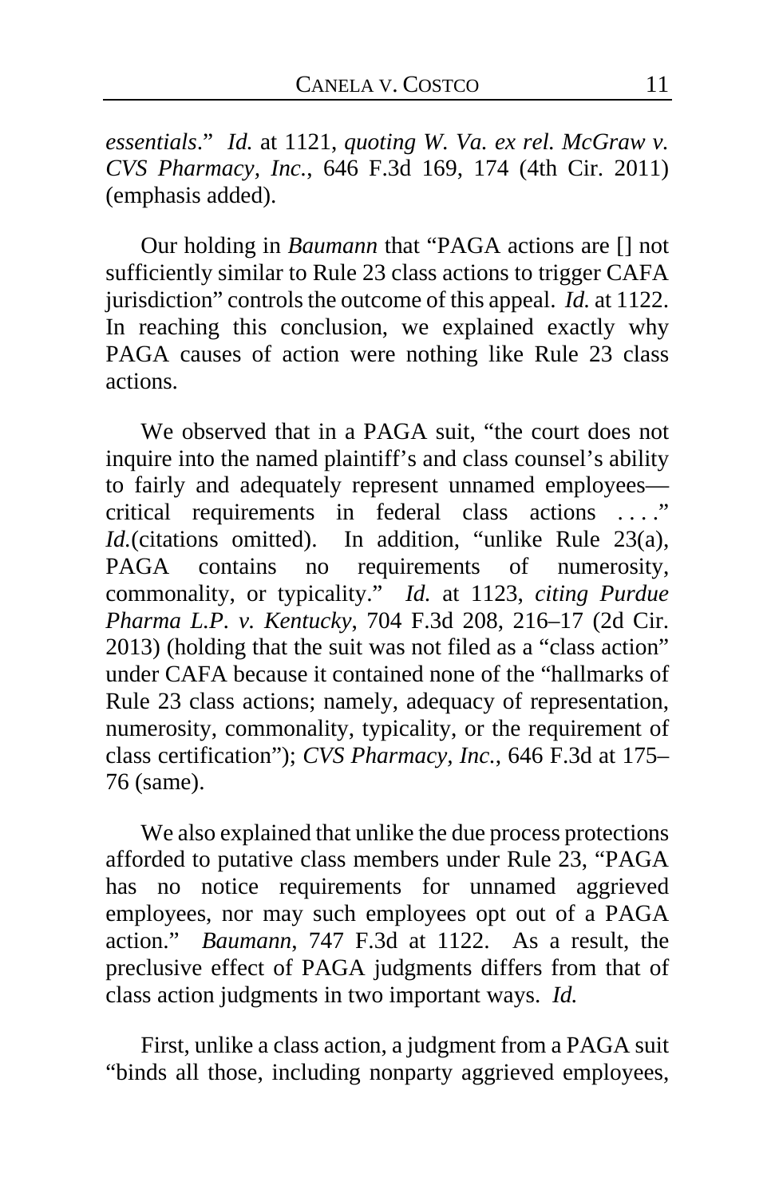*essentials*." *Id.* at 1121, *quoting W. Va. ex rel. McGraw v. CVS Pharmacy, Inc.*, 646 F.3d 169, 174 (4th Cir. 2011) (emphasis added).

Our holding in *Baumann* that "PAGA actions are [] not sufficiently similar to Rule 23 class actions to trigger CAFA jurisdiction" controls the outcome of this appeal. *Id.* at 1122. In reaching this conclusion, we explained exactly why PAGA causes of action were nothing like Rule 23 class actions.

We observed that in a PAGA suit, "the court does not inquire into the named plaintiff's and class counsel's ability to fairly and adequately represent unnamed employees—critical requirements in federal class actions . . . ." *Id.*(citations omitted). In addition, "unlike Rule 23(a), PAGA contains no requirements of numerosity, commonality, or typicality." *Id.* at 1123, *citing Purdue Pharma L.P. v. Kentucky*, 704 F.3d 208, 216–17 (2d Cir. 2013) (holding that the suit was not filed as a "class action" under CAFA because it contained none of the "hallmarks of Rule 23 class actions; namely, adequacy of representation, numerosity, commonality, typicality, or the requirement of class certification"); *CVS Pharmacy, Inc.*, 646 F.3d at 175–76 (same).

We also explained that unlike the due process protections afforded to putative class members under Rule 23, "PAGA has no notice requirements for unnamed aggrieved employees, nor may such employees opt out of a PAGA action." *Baumann*, 747 F.3d at 1122. As a result, the preclusive effect of PAGA judgments differs from that of class action judgments in two important ways. *Id.*

First, unlike a class action, a judgment from a PAGA suit "binds all those, including nonparty aggrieved employees,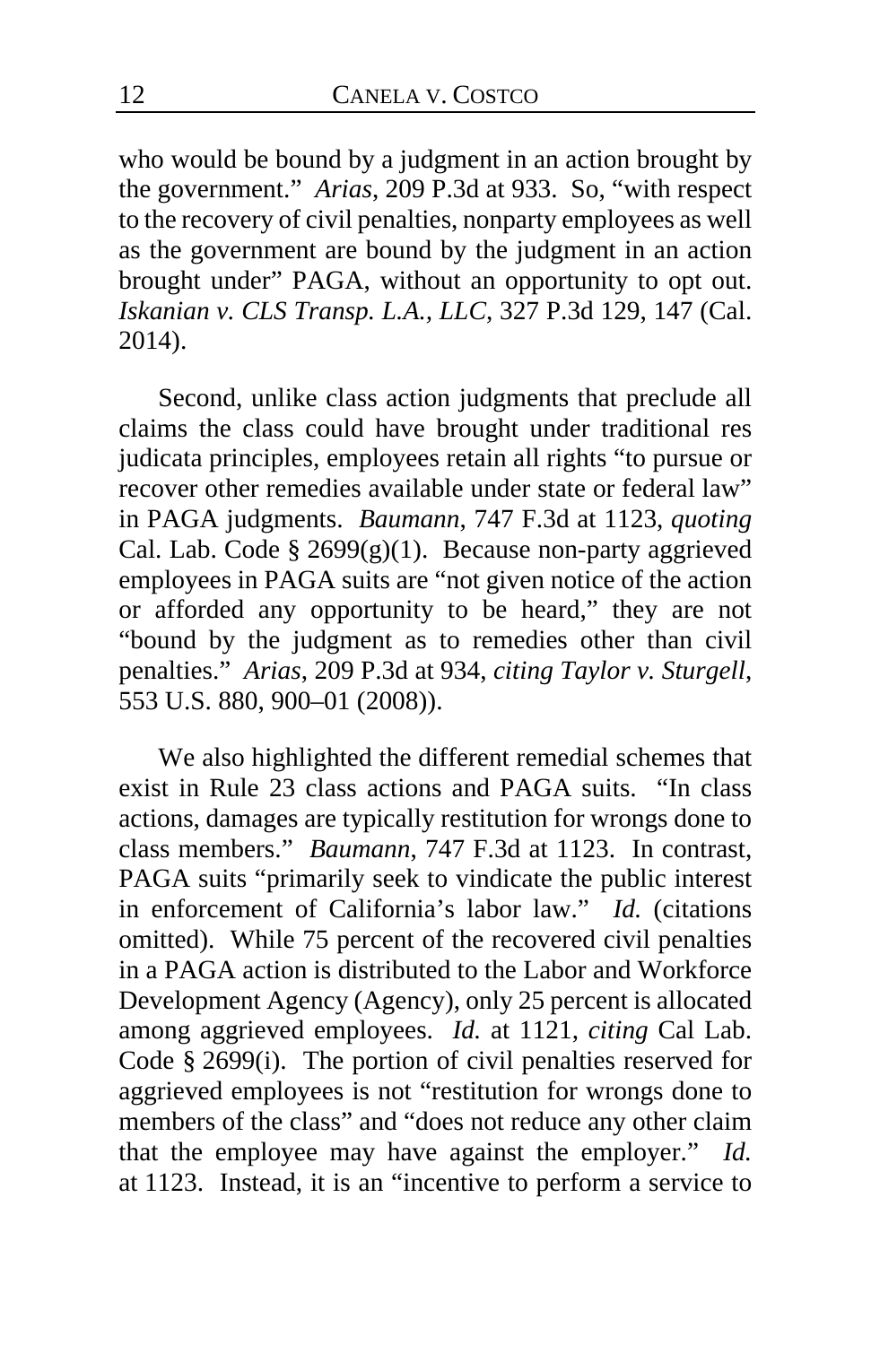who would be bound by a judgment in an action brought by the government." *Arias*, 209 P.3d at 933. So, "with respect to the recovery of civil penalties, nonparty employees as well as the government are bound by the judgment in an action brought under" PAGA, without an opportunity to opt out. *Iskanian v. CLS Transp. L.A., LLC*, 327 P.3d 129, 147 (Cal. 2014).

Second, unlike class action judgments that preclude all claims the class could have brought under traditional res judicata principles, employees retain all rights "to pursue or recover other remedies available under state or federal law" in PAGA judgments. *Baumann*, 747 F.3d at 1123, *quoting* Cal. Lab. Code § 2699(g)(1). Because non-party aggrieved employees in PAGA suits are "not given notice of the action or afforded any opportunity to be heard," they are not "bound by the judgment as to remedies other than civil penalties." *Arias*, 209 P.3d at 934, *citing Taylor v. Sturgell*, 553 U.S. 880, 900–01 (2008)).

We also highlighted the different remedial schemes that exist in Rule 23 class actions and PAGA suits. "In class actions, damages are typically restitution for wrongs done to class members." *Baumann*, 747 F.3d at 1123. In contrast, PAGA suits "primarily seek to vindicate the public interest in enforcement of California's labor law." *Id.* (citations omitted). While 75 percent of the recovered civil penalties in a PAGA action is distributed to the Labor and Workforce Development Agency (Agency), only 25 percent is allocated among aggrieved employees. *Id.* at 1121, *citing* Cal Lab. Code § 2699(i). The portion of civil penalties reserved for aggrieved employees is not "restitution for wrongs done to members of the class" and "does not reduce any other claim that the employee may have against the employer." *Id.* at 1123. Instead, it is an "incentive to perform a service to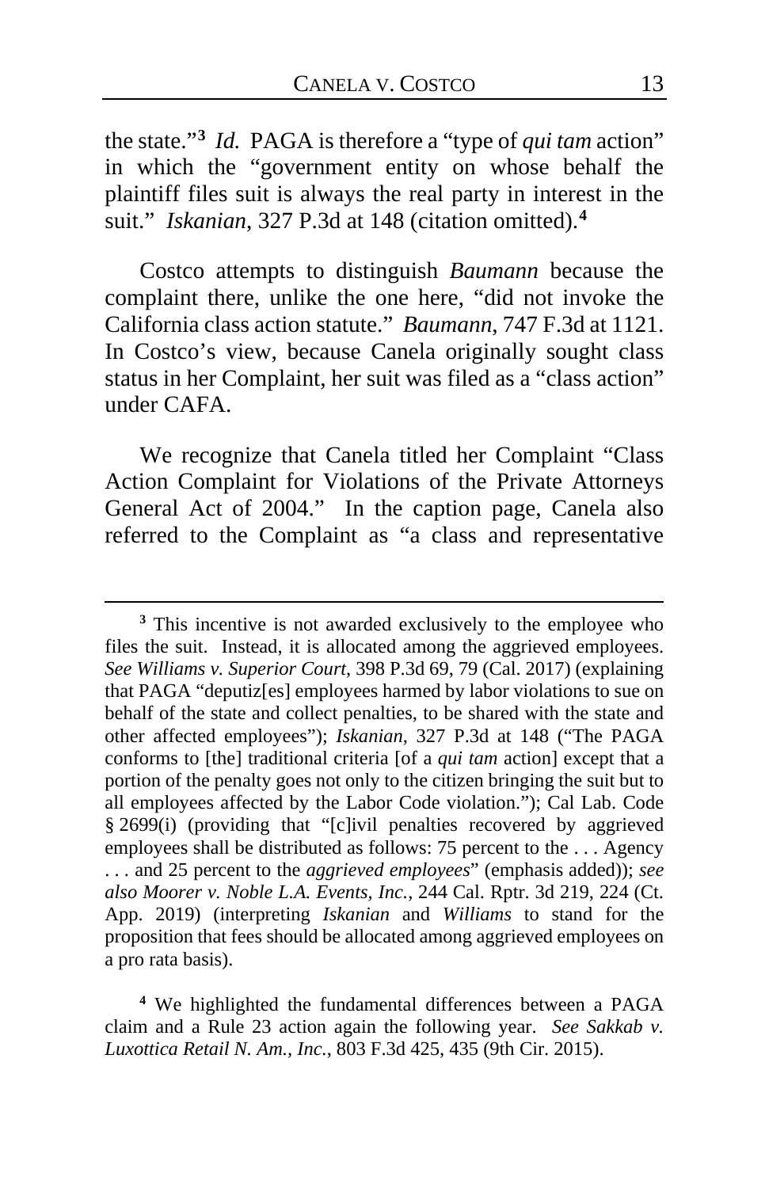the state."[3] *Id.* PAGA is therefore a "type of *qui tam* action" in which the "government entity on whose behalf the plaintiff files suit is always the real party in interest in the suit." *Iskanian*, 327 P.3d at 148 (citation omitted).[4]

Costco attempts to distinguish *Baumann* because the complaint there, unlike the one here, "did not invoke the California class action statute." *Baumann*, 747 F.3d at 1121. In Costco's view, because Canela originally sought class status in her Complaint, her suit was filed as a "class action" under CAFA.

We recognize that Canela titled her Complaint "Class Action Complaint for Violations of the Private Attorneys General Act of 2004." In the caption page, Canela also referred to the Complaint as "a class and representative

---

[3] This incentive is not awarded exclusively to the employee who files the suit. Instead, it is allocated among the aggrieved employees. *See Williams v. Superior Court*, 398 P.3d 69, 79 (Cal. 2017) (explaining that PAGA "deputiz[es] employees harmed by labor violations to sue on behalf of the state and collect penalties, to be shared with the state and other affected employees"); *Iskanian*, 327 P.3d at 148 ("The PAGA conforms to [the] traditional criteria [of a *qui tam* action] except that a portion of the penalty goes not only to the citizen bringing the suit but to all employees affected by the Labor Code violation."); Cal Lab. Code § 2699(i) (providing that "[c]ivil penalties recovered by aggrieved employees shall be distributed as follows: 75 percent to the . . . Agency . . . and 25 percent to the *aggrieved employees*" (emphasis added)); *see also Moorer v. Noble L.A. Events, Inc.*, 244 Cal. Rptr. 3d 219, 224 (Ct. App. 2019) (interpreting *Iskanian* and *Williams* to stand for the proposition that fees should be allocated among aggrieved employees on a pro rata basis).

[4] We highlighted the fundamental differences between a PAGA claim and a Rule 23 action again the following year. *See Sakkab v. Luxottica Retail N. Am., Inc.*, 803 F.3d 425, 435 (9th Cir. 2015).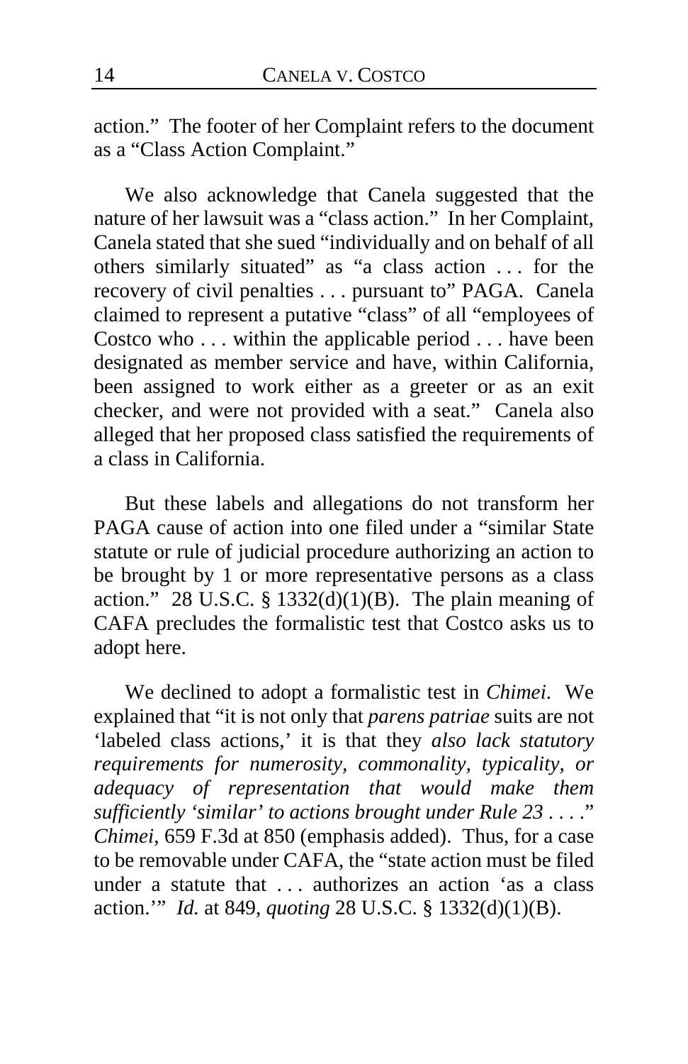action." The footer of her Complaint refers to the document as a "Class Action Complaint."

We also acknowledge that Canela suggested that the nature of her lawsuit was a "class action." In her Complaint, Canela stated that she sued "individually and on behalf of all others similarly situated" as "a class action . . . for the recovery of civil penalties . . . pursuant to" PAGA. Canela claimed to represent a putative "class" of all "employees of Costco who . . . within the applicable period . . . have been designated as member service and have, within California, been assigned to work either as a greeter or as an exit checker, and were not provided with a seat." Canela also alleged that her proposed class satisfied the requirements of a class in California.

But these labels and allegations do not transform her PAGA cause of action into one filed under a "similar State statute or rule of judicial procedure authorizing an action to be brought by 1 or more representative persons as a class action." 28 U.S.C. § 1332(d)(1)(B). The plain meaning of CAFA precludes the formalistic test that Costco asks us to adopt here.

We declined to adopt a formalistic test in *Chimei*. We explained that "it is not only that *parens patriae* suits are not 'labeled class actions,' it is that they *also lack statutory requirements for numerosity, commonality, typicality, or adequacy of representation that would make them sufficiently 'similar' to actions brought under Rule 23* . . . ." *Chimei*, 659 F.3d at 850 (emphasis added). Thus, for a case to be removable under CAFA, the "state action must be filed under a statute that . . . authorizes an action 'as a class action.'" *Id.* at 849, *quoting* 28 U.S.C. § 1332(d)(1)(B).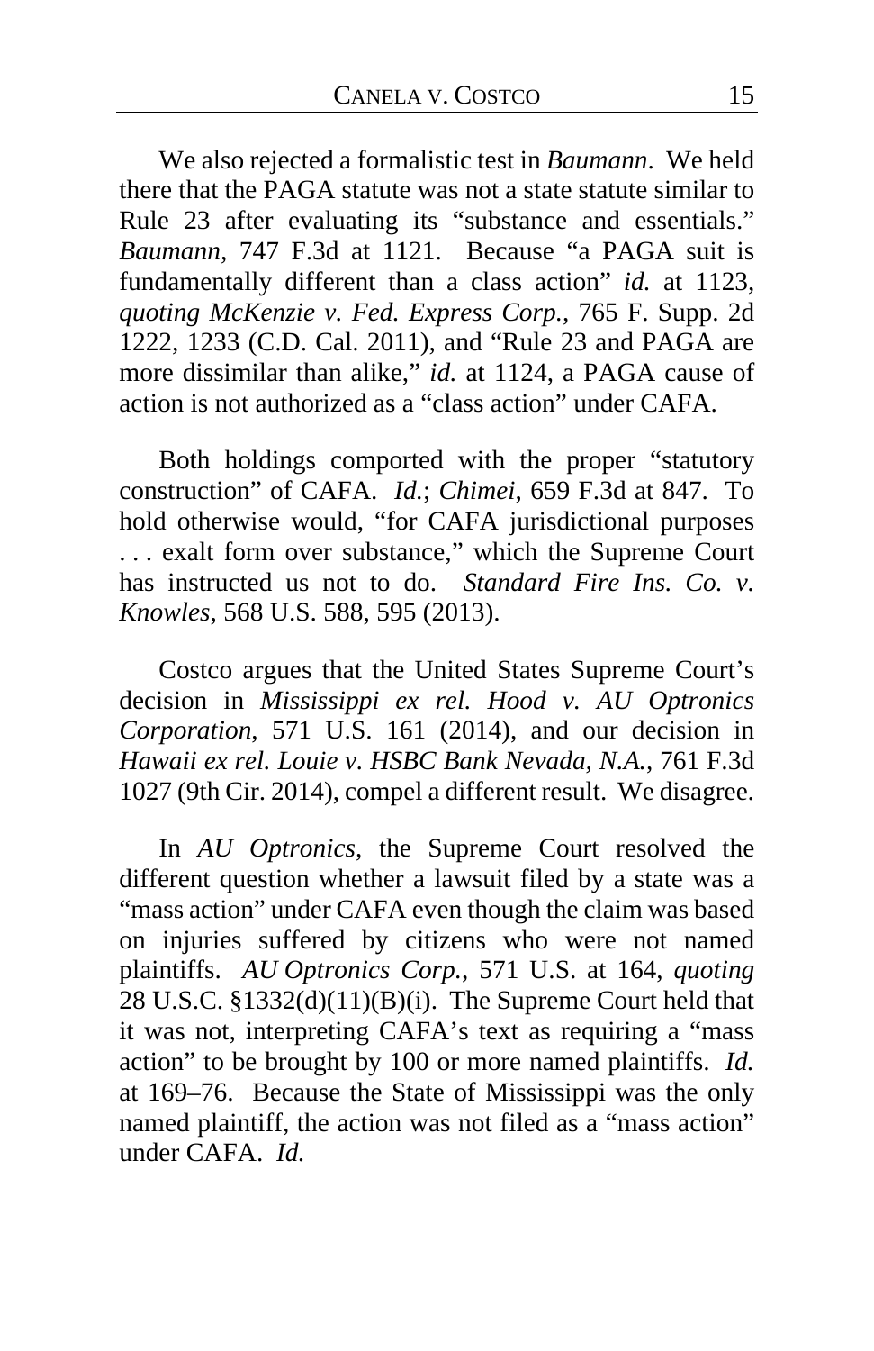We also rejected a formalistic test in *Baumann*. We held there that the PAGA statute was not a state statute similar to Rule 23 after evaluating its "substance and essentials." *Baumann*, 747 F.3d at 1121. Because "a PAGA suit is fundamentally different than a class action" *id.* at 1123, *quoting McKenzie v. Fed. Express Corp.*, 765 F. Supp. 2d 1222, 1233 (C.D. Cal. 2011), and "Rule 23 and PAGA are more dissimilar than alike," *id.* at 1124, a PAGA cause of action is not authorized as a "class action" under CAFA.

Both holdings comported with the proper "statutory construction" of CAFA. *Id.*; *Chimei*, 659 F.3d at 847. To hold otherwise would, "for CAFA jurisdictional purposes . . . exalt form over substance," which the Supreme Court has instructed us not to do. *Standard Fire Ins. Co. v. Knowles*, 568 U.S. 588, 595 (2013).

Costco argues that the United States Supreme Court's decision in *Mississippi ex rel. Hood v. AU Optronics Corporation*, 571 U.S. 161 (2014), and our decision in *Hawaii ex rel. Louie v. HSBC Bank Nevada, N.A.*, 761 F.3d 1027 (9th Cir. 2014), compel a different result. We disagree.

In *AU Optronics*, the Supreme Court resolved the different question whether a lawsuit filed by a state was a "mass action" under CAFA even though the claim was based on injuries suffered by citizens who were not named plaintiffs. *AU Optronics Corp.*, 571 U.S. at 164, *quoting* 28 U.S.C. §1332(d)(11)(B)(i). The Supreme Court held that it was not, interpreting CAFA's text as requiring a "mass action" to be brought by 100 or more named plaintiffs. *Id.* at 169–76. Because the State of Mississippi was the only named plaintiff, the action was not filed as a "mass action" under CAFA. *Id.*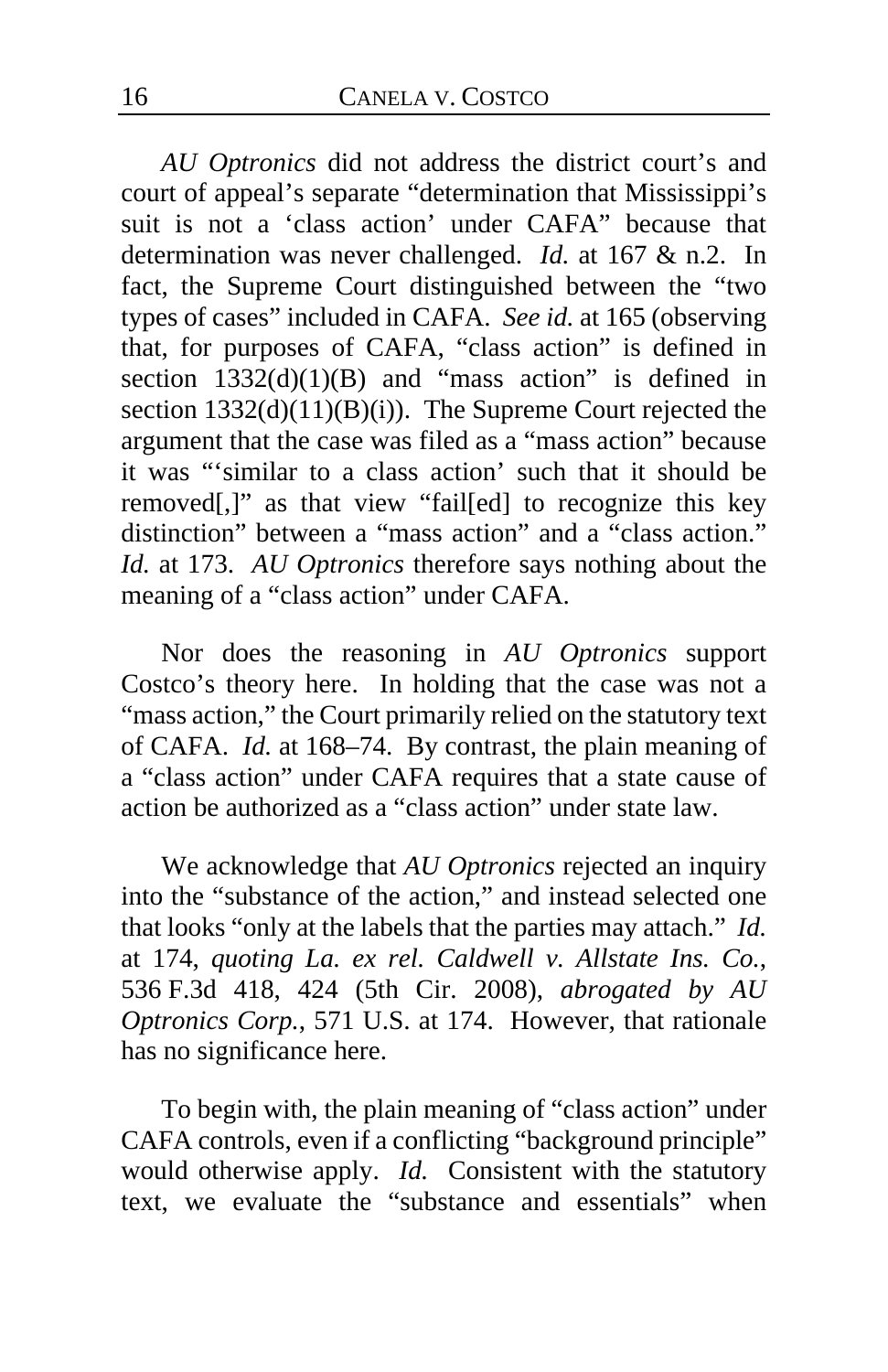*AU Optronics* did not address the district court's and court of appeal's separate "determination that Mississippi's suit is not a 'class action' under CAFA" because that determination was never challenged. *Id.* at 167 & n.2. In fact, the Supreme Court distinguished between the "two types of cases" included in CAFA. *See id.* at 165 (observing that, for purposes of CAFA, "class action" is defined in section 1332(d)(1)(B) and "mass action" is defined in section 1332(d)(11)(B)(i)). The Supreme Court rejected the argument that the case was filed as a "mass action" because it was "'similar to a class action' such that it should be removed[,]" as that view "fail[ed] to recognize this key distinction" between a "mass action" and a "class action." *Id.* at 173. *AU Optronics* therefore says nothing about the meaning of a "class action" under CAFA.

Nor does the reasoning in *AU Optronics* support Costco's theory here. In holding that the case was not a "mass action," the Court primarily relied on the statutory text of CAFA. *Id.* at 168–74. By contrast, the plain meaning of a "class action" under CAFA requires that a state cause of action be authorized as a "class action" under state law.

We acknowledge that *AU Optronics* rejected an inquiry into the "substance of the action," and instead selected one that looks "only at the labels that the parties may attach." *Id.* at 174, *quoting La. ex rel. Caldwell v. Allstate Ins. Co.*, 536 F.3d 418, 424 (5th Cir. 2008), *abrogated by AU Optronics Corp.*, 571 U.S. at 174. However, that rationale has no significance here.

To begin with, the plain meaning of "class action" under CAFA controls, even if a conflicting "background principle" would otherwise apply. *Id.* Consistent with the statutory text, we evaluate the "substance and essentials" when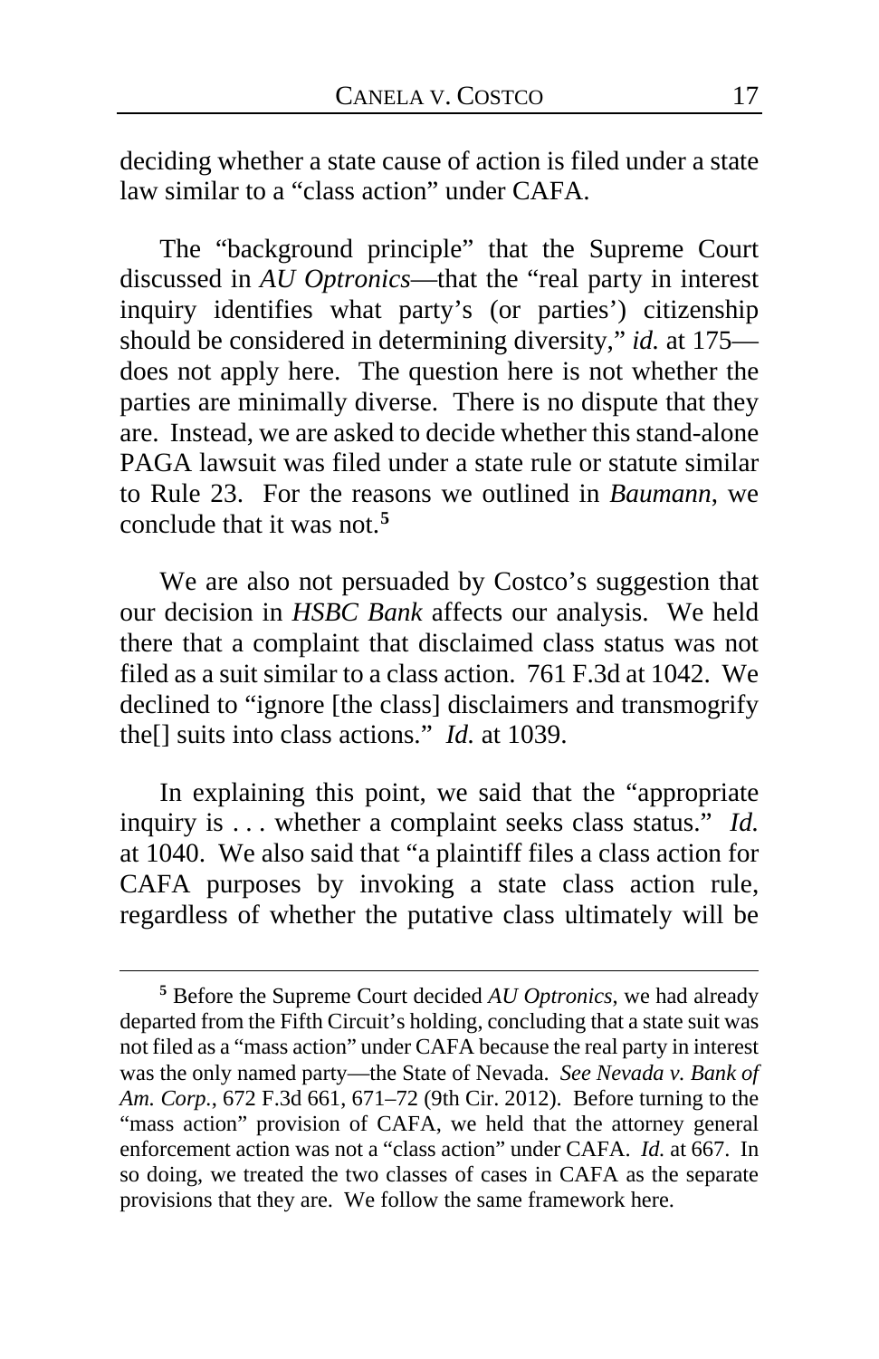deciding whether a state cause of action is filed under a state law similar to a "class action" under CAFA.

The "background principle" that the Supreme Court discussed in *AU Optronics*—that the "real party in interest inquiry identifies what party's (or parties') citizenship should be considered in determining diversity," *id.* at 175—does not apply here. The question here is not whether the parties are minimally diverse. There is no dispute that they are. Instead, we are asked to decide whether this stand-alone PAGA lawsuit was filed under a state rule or statute similar to Rule 23. For the reasons we outlined in *Baumann*, we conclude that it was not.[5]

We are also not persuaded by Costco's suggestion that our decision in *HSBC Bank* affects our analysis. We held there that a complaint that disclaimed class status was not filed as a suit similar to a class action. 761 F.3d at 1042. We declined to "ignore [the class] disclaimers and transmogrify the[] suits into class actions." *Id.* at 1039.

In explaining this point, we said that the "appropriate inquiry is . . . whether a complaint seeks class status." *Id.* at 1040. We also said that "a plaintiff files a class action for CAFA purposes by invoking a state class action rule, regardless of whether the putative class ultimately will be

---

[5] Before the Supreme Court decided *AU Optronics*, we had already departed from the Fifth Circuit's holding, concluding that a state suit was not filed as a "mass action" under CAFA because the real party in interest was the only named party—the State of Nevada. *See Nevada v. Bank of Am. Corp.*, 672 F.3d 661, 671–72 (9th Cir. 2012). Before turning to the "mass action" provision of CAFA, we held that the attorney general enforcement action was not a "class action" under CAFA. *Id.* at 667. In so doing, we treated the two classes of cases in CAFA as the separate provisions that they are. We follow the same framework here.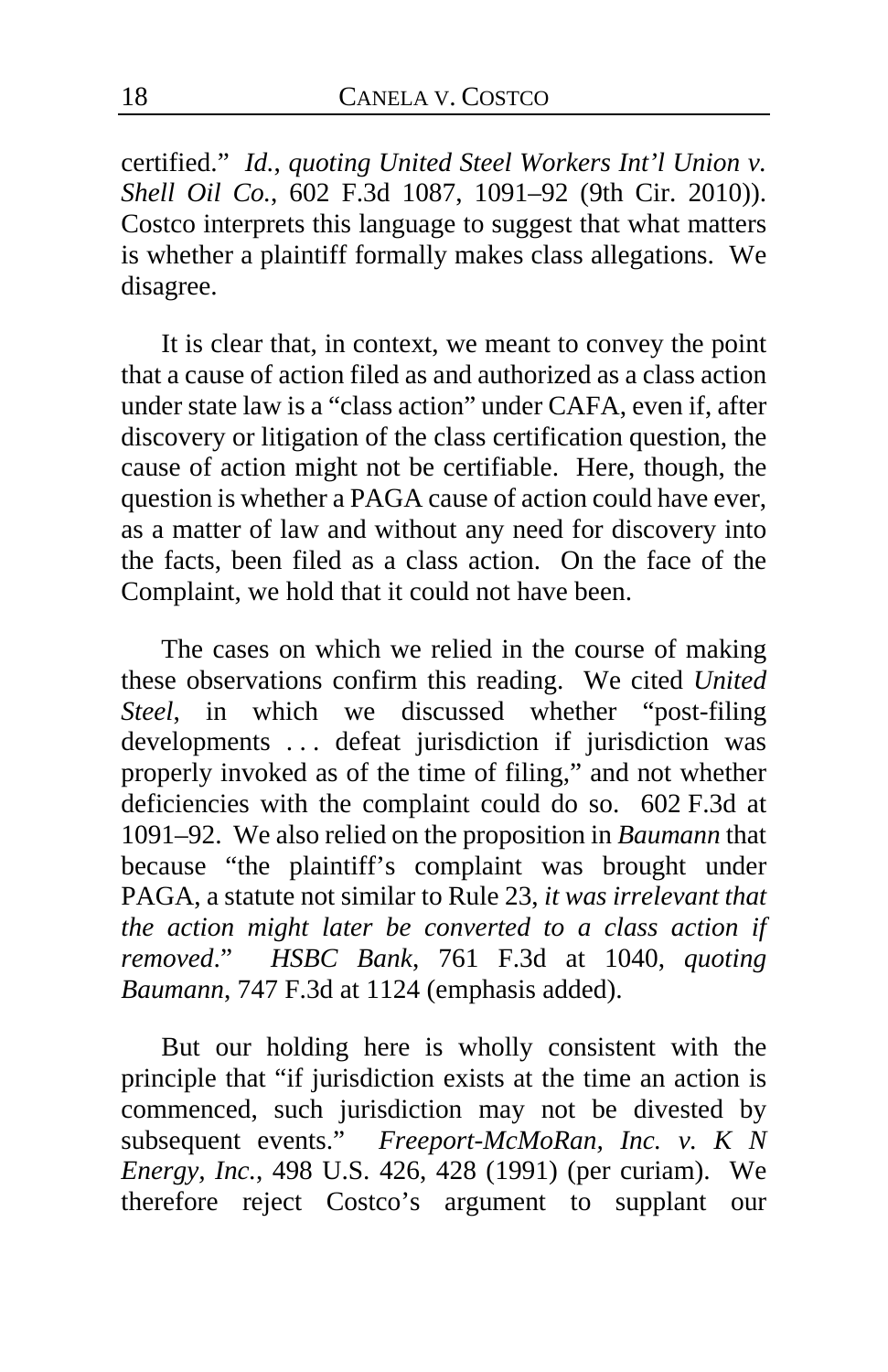certified." *Id.*, *quoting United Steel Workers Int'l Union v. Shell Oil Co.*, 602 F.3d 1087, 1091–92 (9th Cir. 2010)). Costco interprets this language to suggest that what matters is whether a plaintiff formally makes class allegations. We disagree.

It is clear that, in context, we meant to convey the point that a cause of action filed as and authorized as a class action under state law is a "class action" under CAFA, even if, after discovery or litigation of the class certification question, the cause of action might not be certifiable. Here, though, the question is whether a PAGA cause of action could have ever, as a matter of law and without any need for discovery into the facts, been filed as a class action. On the face of the Complaint, we hold that it could not have been.

The cases on which we relied in the course of making these observations confirm this reading. We cited *United Steel*, in which we discussed whether "post-filing developments . . . defeat jurisdiction if jurisdiction was properly invoked as of the time of filing," and not whether deficiencies with the complaint could do so. 602 F.3d at 1091–92. We also relied on the proposition in *Baumann* that because "the plaintiff's complaint was brought under PAGA, a statute not similar to Rule 23, *it was irrelevant that the action might later be converted to a class action if removed*." *HSBC Bank*, 761 F.3d at 1040, *quoting Baumann*, 747 F.3d at 1124 (emphasis added).

But our holding here is wholly consistent with the principle that "if jurisdiction exists at the time an action is commenced, such jurisdiction may not be divested by subsequent events." *Freeport-McMoRan, Inc. v. K N Energy, Inc.*, 498 U.S. 426, 428 (1991) (per curiam). We therefore reject Costco's argument to supplant our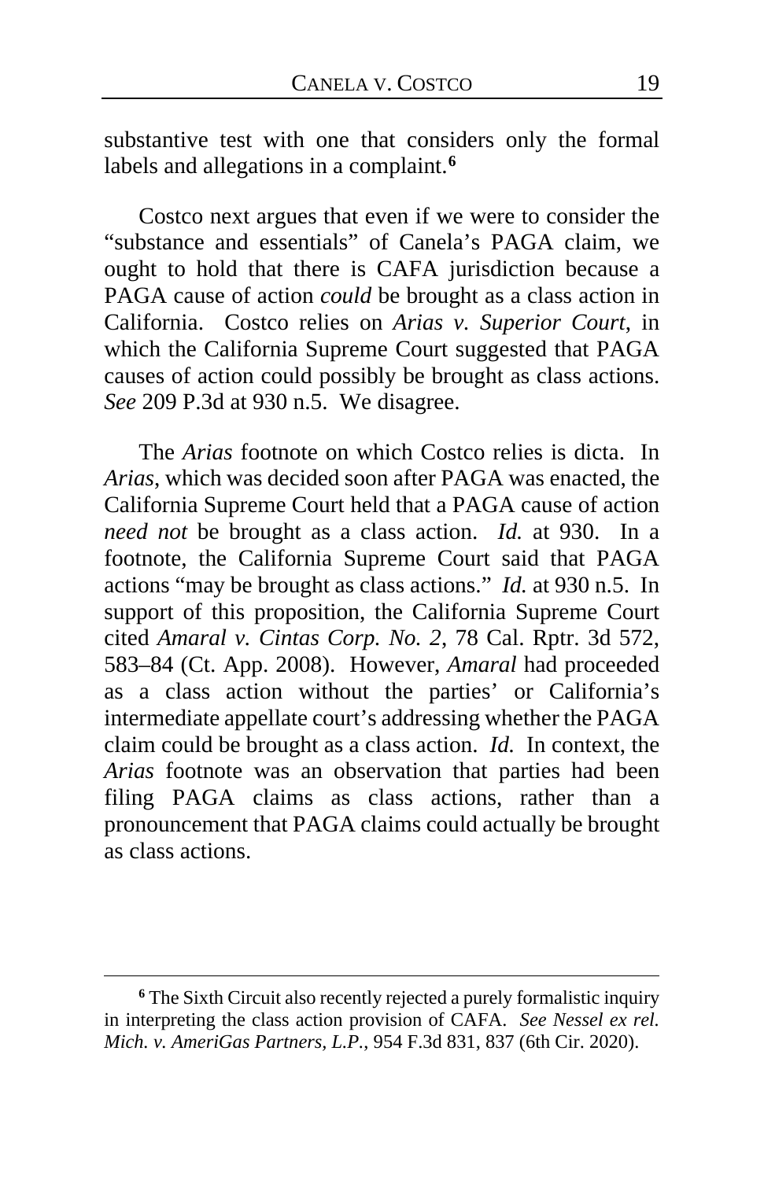substantive test with one that considers only the formal labels and allegations in a complaint.[6]

Costco next argues that even if we were to consider the "substance and essentials" of Canela's PAGA claim, we ought to hold that there is CAFA jurisdiction because a PAGA cause of action *could* be brought as a class action in California. Costco relies on *Arias v. Superior Court*, in which the California Supreme Court suggested that PAGA causes of action could possibly be brought as class actions. *See* 209 P.3d at 930 n.5. We disagree.

The *Arias* footnote on which Costco relies is dicta. In *Arias*, which was decided soon after PAGA was enacted, the California Supreme Court held that a PAGA cause of action *need not* be brought as a class action. *Id.* at 930. In a footnote, the California Supreme Court said that PAGA actions "may be brought as class actions." *Id.* at 930 n.5. In support of this proposition, the California Supreme Court cited *Amaral v. Cintas Corp. No. 2*, 78 Cal. Rptr. 3d 572, 583–84 (Ct. App. 2008). However, *Amaral* had proceeded as a class action without the parties' or California's intermediate appellate court's addressing whether the PAGA claim could be brought as a class action. *Id.* In context, the *Arias* footnote was an observation that parties had been filing PAGA claims as class actions, rather than a pronouncement that PAGA claims could actually be brought as class actions.

---

[6] The Sixth Circuit also recently rejected a purely formalistic inquiry in interpreting the class action provision of CAFA. *See Nessel ex rel. Mich. v. AmeriGas Partners, L.P.*, 954 F.3d 831, 837 (6th Cir. 2020).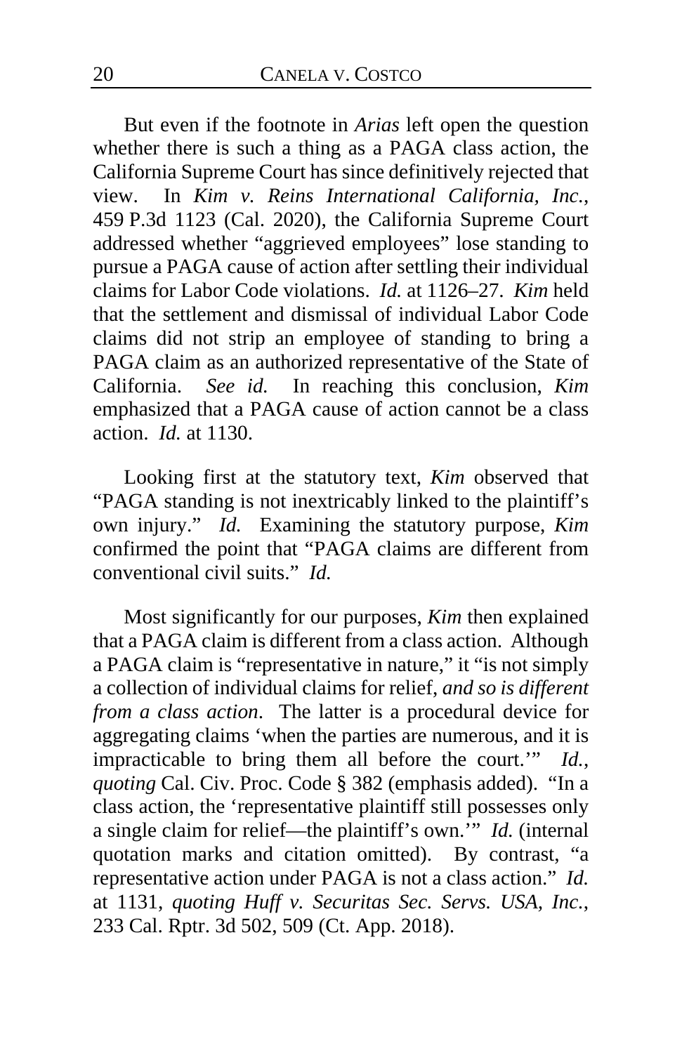But even if the footnote in *Arias* left open the question whether there is such a thing as a PAGA class action, the California Supreme Court has since definitively rejected that view. In *Kim v. Reins International California, Inc.*, 459 P.3d 1123 (Cal. 2020), the California Supreme Court addressed whether "aggrieved employees" lose standing to pursue a PAGA cause of action after settling their individual claims for Labor Code violations. *Id.* at 1126–27. *Kim* held that the settlement and dismissal of individual Labor Code claims did not strip an employee of standing to bring a PAGA claim as an authorized representative of the State of California. *See id.* In reaching this conclusion, *Kim* emphasized that a PAGA cause of action cannot be a class action. *Id.* at 1130.

Looking first at the statutory text, *Kim* observed that "PAGA standing is not inextricably linked to the plaintiff's own injury." *Id.* Examining the statutory purpose, *Kim* confirmed the point that "PAGA claims are different from conventional civil suits." *Id.*

Most significantly for our purposes, *Kim* then explained that a PAGA claim is different from a class action. Although a PAGA claim is "representative in nature," it "is not simply a collection of individual claims for relief, *and so is different from a class action*. The latter is a procedural device for aggregating claims 'when the parties are numerous, and it is impracticable to bring them all before the court.'" *Id.*, *quoting* Cal. Civ. Proc. Code § 382 (emphasis added). "In a class action, the 'representative plaintiff still possesses only a single claim for relief—the plaintiff's own.'" *Id.* (internal quotation marks and citation omitted). By contrast, "a representative action under PAGA is not a class action." *Id.* at 1131, *quoting Huff v. Securitas Sec. Servs. USA, Inc.*, 233 Cal. Rptr. 3d 502, 509 (Ct. App. 2018).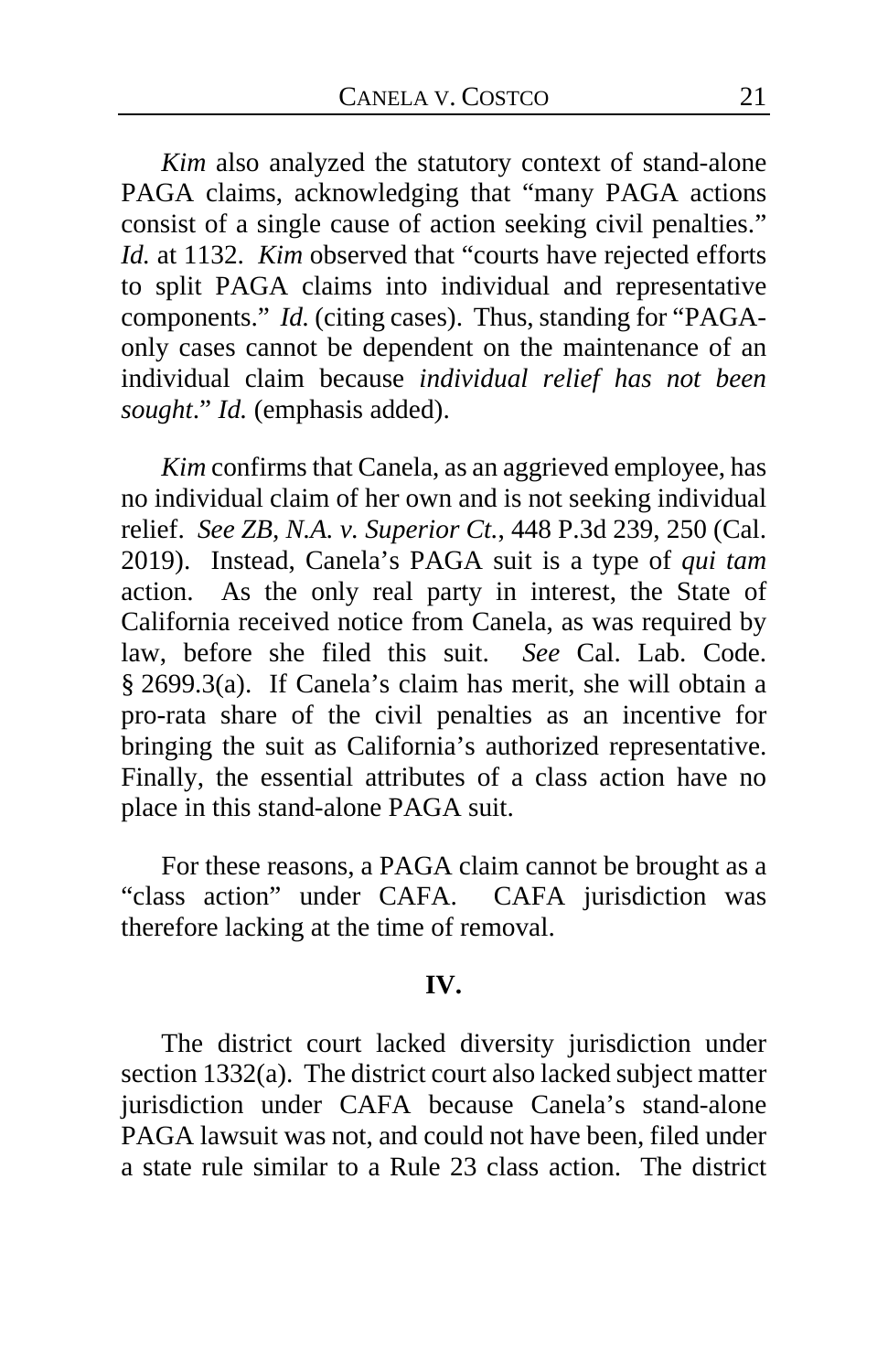*Kim* also analyzed the statutory context of stand-alone PAGA claims, acknowledging that "many PAGA actions consist of a single cause of action seeking civil penalties." *Id.* at 1132. *Kim* observed that "courts have rejected efforts to split PAGA claims into individual and representative components." *Id.* (citing cases). Thus, standing for "PAGA-only cases cannot be dependent on the maintenance of an individual claim because *individual relief has not been sought*." *Id.* (emphasis added).

*Kim* confirms that Canela, as an aggrieved employee, has no individual claim of her own and is not seeking individual relief. *See ZB, N.A. v. Superior Ct.*, 448 P.3d 239, 250 (Cal. 2019). Instead, Canela's PAGA suit is a type of *qui tam* action. As the only real party in interest, the State of California received notice from Canela, as was required by law, before she filed this suit. *See* Cal. Lab. Code. § 2699.3(a). If Canela's claim has merit, she will obtain a pro-rata share of the civil penalties as an incentive for bringing the suit as California's authorized representative. Finally, the essential attributes of a class action have no place in this stand-alone PAGA suit.

For these reasons, a PAGA claim cannot be brought as a "class action" under CAFA. CAFA jurisdiction was therefore lacking at the time of removal.

## IV.

The district court lacked diversity jurisdiction under section 1332(a). The district court also lacked subject matter jurisdiction under CAFA because Canela's stand-alone PAGA lawsuit was not, and could not have been, filed under a state rule similar to a Rule 23 class action. The district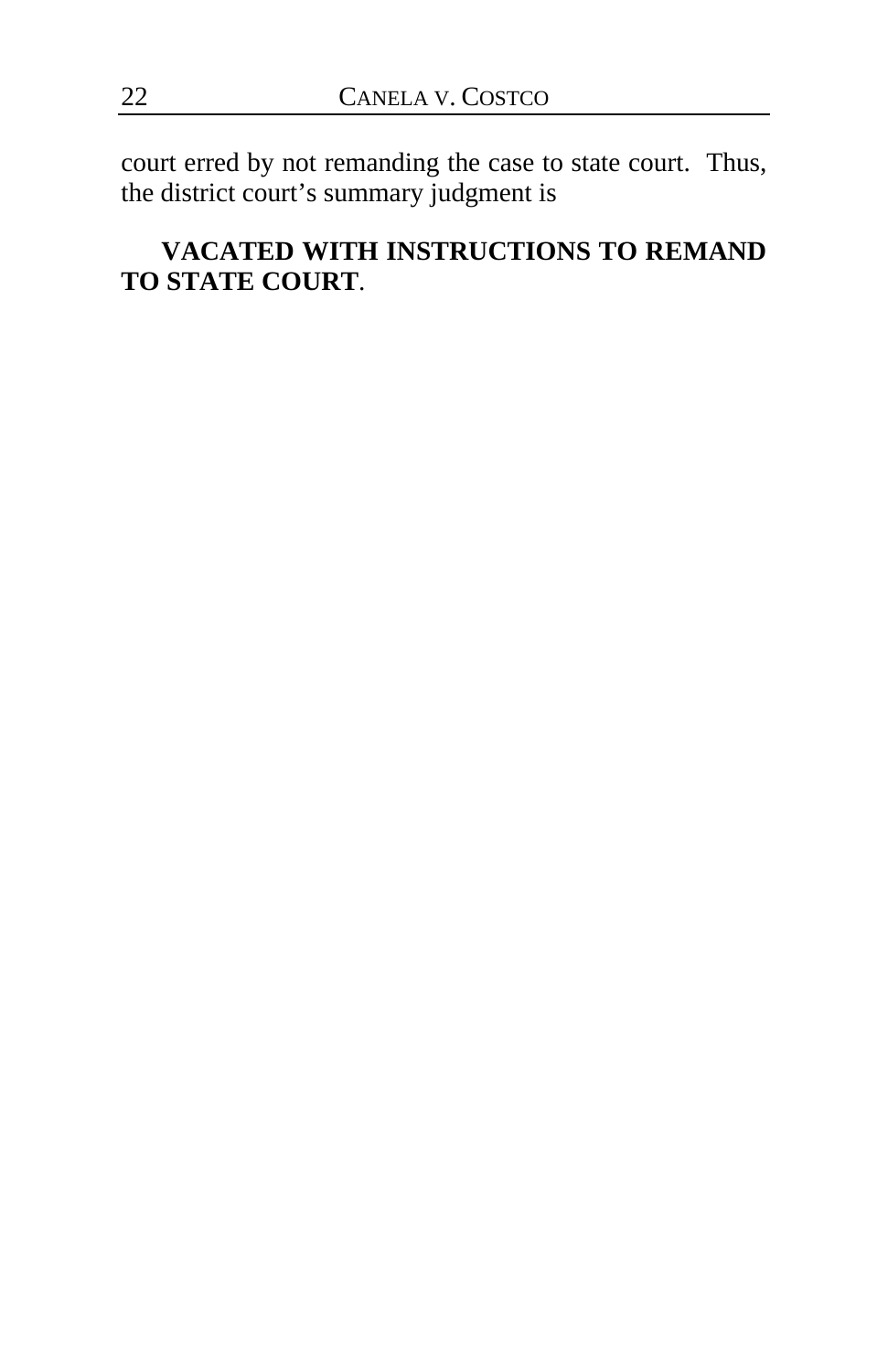court erred by not remanding the case to state court. Thus, the district court's summary judgment is

**VACATED WITH INSTRUCTIONS TO REMAND TO STATE COURT**.